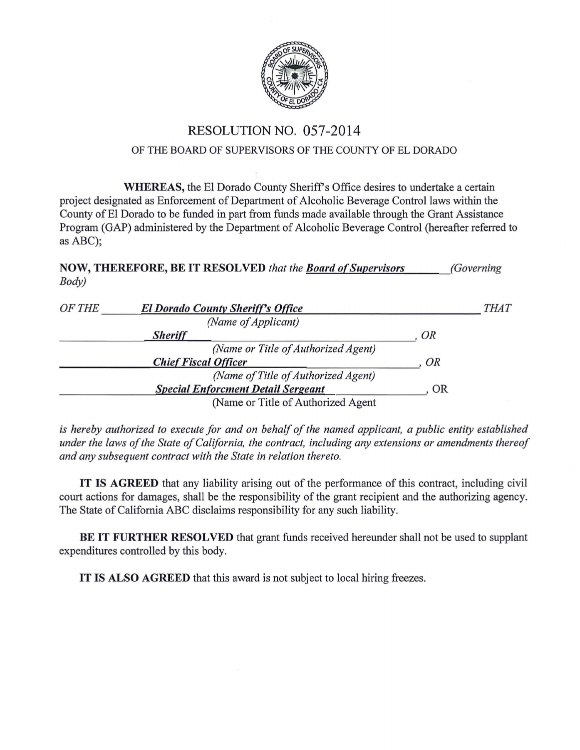# RESOLUTION NO. 057-2014

## OF THE BOARD OF SUPERVISORS OF THE COUNTY OF EL DORADO

**WHEREAS,** the El Dorado County Sheriff's Office desires to undertake a certain project designated as Enforcement of Department of Alcoholic Beverage Control laws within the County of El Dorado to be funded in part from funds made available through the Grant Assistance Program (GAP) administered by the Department of Alcoholic Beverage Control (hereafter referred to as ABC);

**NOW, THEREFORE, BE IT RESOLVED** *that the* ***Board of Supervisors*** *(Governing Body)*

*OF THE* ***El Dorado County Sheriff's Office*** *THAT*
*(Name of Applicant)*

***Sheriff***, *OR*
*(Name or Title of Authorized Agent)*

***Chief Fiscal Officer***, *OR*
*(Name of Title of Authorized Agent)*

***Special Enforcment Detail Sergeant***, OR
(Name or Title of Authorized Agent

*is hereby authorized to execute for and on behalf of the named applicant, a public entity established under the laws of the State of California, the contract, including any extensions or amendments thereof and any subsequent contract with the State in relation thereto.*

**IT IS AGREED** that any liability arising out of the performance of this contract, including civil court actions for damages, shall be the responsibility of the grant recipient and the authorizing agency. The State of California ABC disclaims responsibility for any such liability.

**BE IT FURTHER RESOLVED** that grant funds received hereunder shall not be used to supplant expenditures controlled by this body.

**IT IS ALSO AGREED** that this award is not subject to local hiring freezes.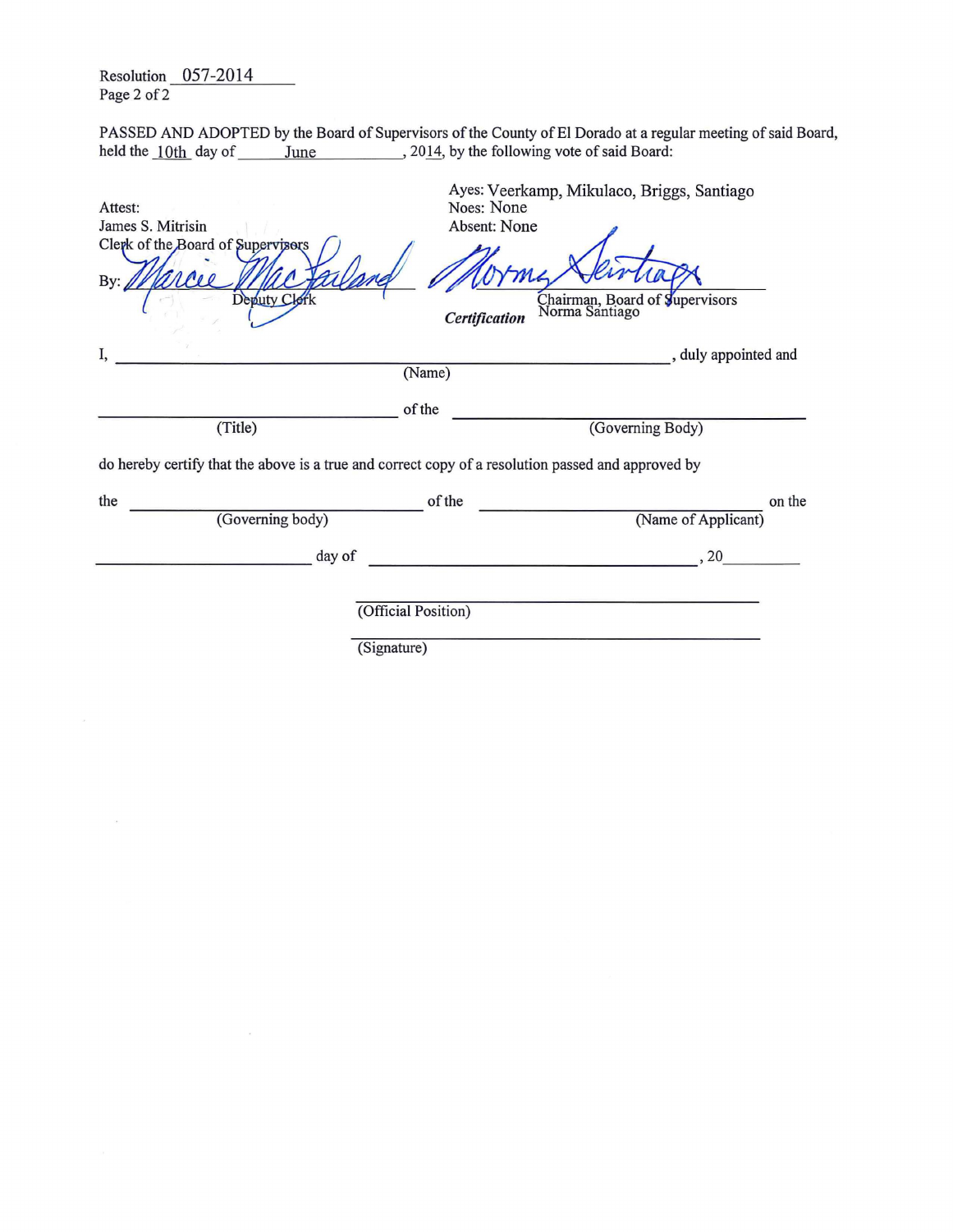Resolution 057-2014

PASSED AND ADOPTED by the Board of Supervisors of the County of El Dorado at a regular meeting of said Board, held the 10th day of June, 2014, by the following vote of said Board:

Attest:
James S. Mitrisin
Clerk of the Board of Supervisors

By: Marcie MacFarland
Deputy Clerk

Ayes: Veerkamp, Mikulaco, Briggs, Santiago
Noes: None
Absent: None

Norma Santiago
Chairman, Board of Supervisors
Norma Santiago

***Certification***

I, ______________________________ (Name), duly appointed and

______________________________ (Title) of the ______________________________ (Governing Body)

do hereby certify that the above is a true and correct copy of a resolution passed and approved by

the ______________________________ (Governing body) of the ______________________________ (Name of Applicant) on the

______________ day of ______________________________, 20______

______________________________
(Official Position)

______________________________
(Signature)